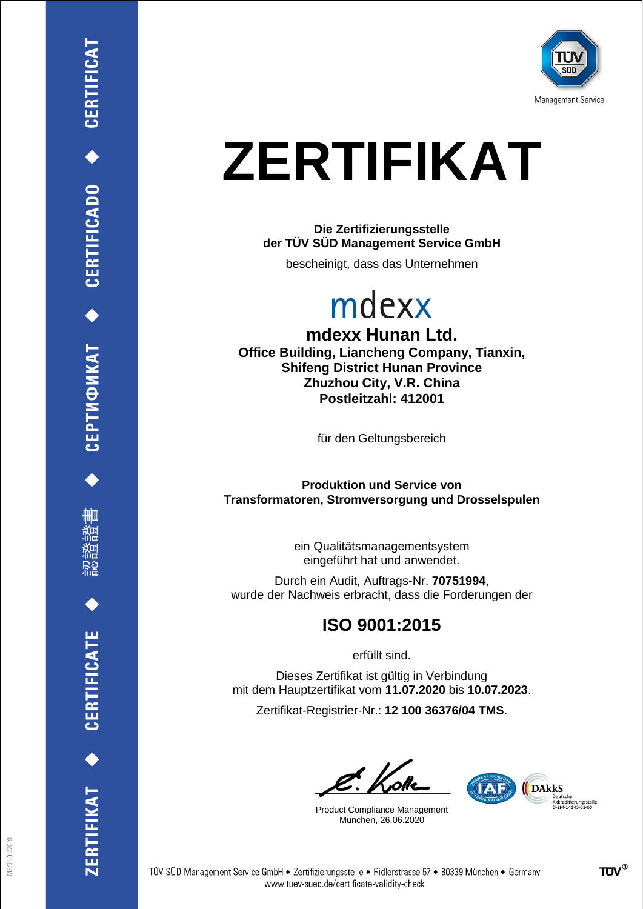# ZERTIFIKAT

**Die Zertifizierungsstelle**
**der TÜV SÜD Management Service GmbH**

bescheinigt, dass das Unternehmen

mdexx

**mdexx Hunan Ltd.**
**Office Building, Liancheng Company, Tianxin,**
**Shifeng District Hunan Province**
**Zhuzhou City, V.R. China**
**Postleitzahl: 412001**

für den Geltungsbereich

**Produktion und Service von**
**Transformatoren, Stromversorgung und Drosselspulen**

ein Qualitätsmanagementsystem
eingeführt hat und anwendet.

Durch ein Audit, Auftrags-Nr. **70751994**,
wurde der Nachweis erbracht, dass die Forderungen der

## ISO 9001:2015

erfüllt sind.

Dieses Zertifikat ist gültig in Verbindung
mit dem Hauptzertifikat vom **11.07.2020** bis **10.07.2023**.

Zertifikat-Registrier-Nr.: **12 100 36376/04 TMS**.

Product Compliance Management
München, 26.06.2020

DAkkS Deutsche Akkreditierungsstelle D-ZM-14143-01-00

TÜV SÜD Management Service GmbH • Zertifizierungsstelle • Ridlerstrasse 57 • 80339 München • Germany
www.tuev-sued.de/certificate-validity-check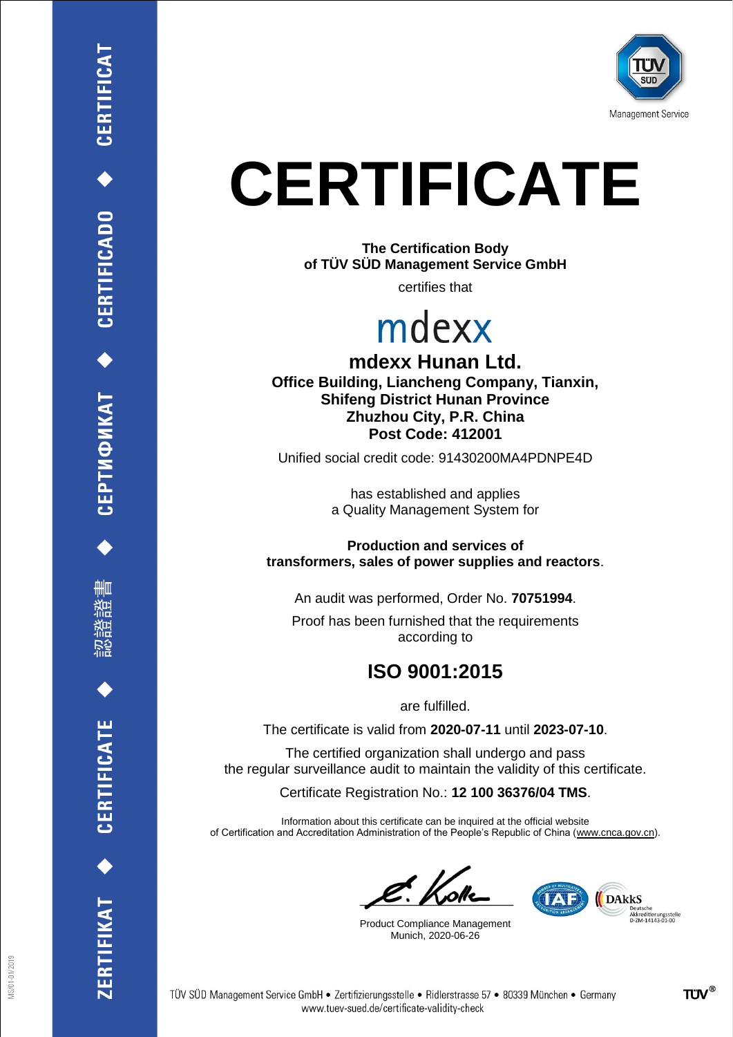# CERTIFICATE

**The Certification Body**
**of TÜV SÜD Management Service GmbH**

certifies that

mdexx

**mdexx Hunan Ltd.**
**Office Building, Liancheng Company, Tianxin,**
**Shifeng District Hunan Province**
**Zhuzhou City, P.R. China**
**Post Code: 412001**

Unified social credit code: 91430200MA4PDNPE4D

has established and applies
a Quality Management System for

**Production and services of**
**transformers, sales of power supplies and reactors**.

An audit was performed, Order No. **70751994**.

Proof has been furnished that the requirements
according to

## ISO 9001:2015

are fulfilled.

The certificate is valid from **2020-07-11** until **2023-07-10**.

The certified organization shall undergo and pass
the regular surveillance audit to maintain the validity of this certificate.

Certificate Registration No.: **12 100 36376/04 TMS**.

Information about this certificate can be inquired at the official website
of Certification and Accreditation Administration of the People's Republic of China (www.cnca.gov.cn).

Product Compliance Management
Munich, 2020-06-26

DAkkS Deutsche Akkreditierungsstelle D-ZM-14143-01-00

TÜV SÜD Management Service GmbH • Zertifizierungsstelle • Ridlerstrasse 57 • 80339 München • Germany
www.tuev-sued.de/certificate-validity-check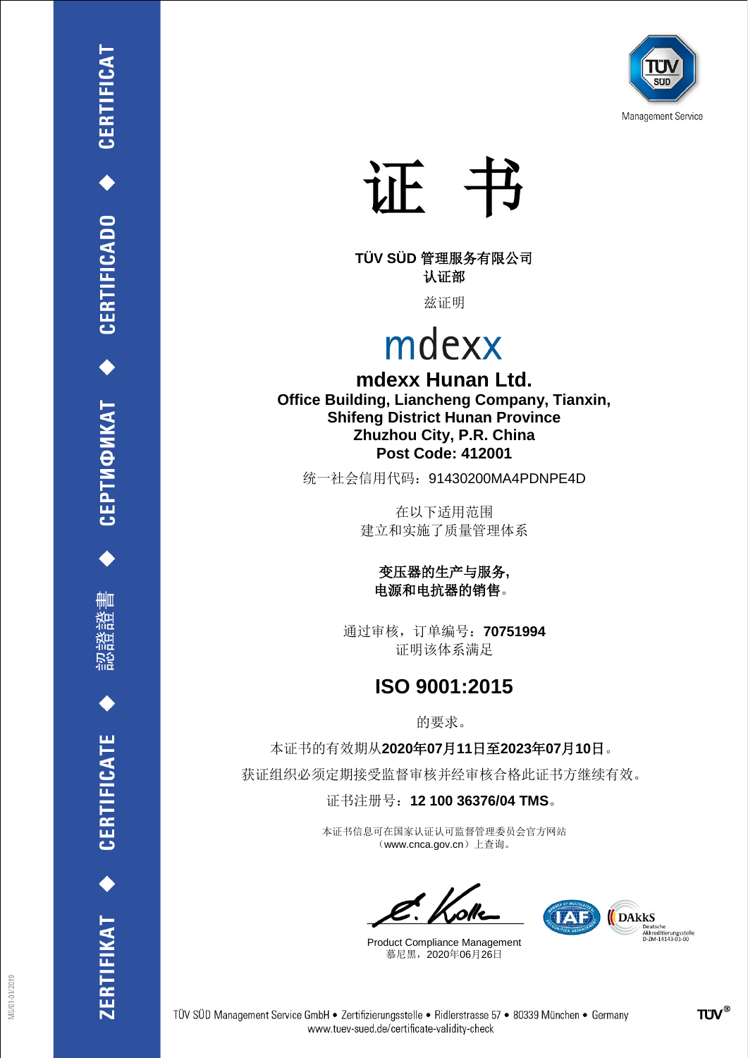TÜV SÜD Management Service

# 证 书

**TÜV SÜD 管理服务有限公司**
**认证部**

兹证明

mdexx

**mdexx Hunan Ltd.**
**Office Building, Liancheng Company, Tianxin,**
**Shifeng District Hunan Province**
**Zhuzhou City, P.R. China**
**Post Code: 412001**

统一社会信用代码：91430200MA4PDNPE4D

在以下适用范围
建立和实施了质量管理体系

**变压器的生产与服务,**
**电源和电抗器的销售**。

通过审核，订单编号：**70751994**
证明该体系满足

## ISO 9001:2015

的要求。

本证书的有效期从**2020年07月11日至2023年07月10日**。

获证组织必须定期接受监督审核并经审核合格此证书方继续有效。

证书注册号：**12 100 36376/04 TMS**。

本证书信息可在国家认证认可监督管理委员会官方网站（www.cnca.gov.cn）上查询。

Product Compliance Management
慕尼黑，2020年06月26日

DAkkS Deutsche Akkreditierungsstelle D-ZM-14143-01-00

ZERTIFIKAT ◆ CERTIFICATE ◆ 認證證書 ◆ СЕРТИФИКАТ ◆ CERTIFICADO ◆ CERTIFICAT

TÜV SÜD Management Service GmbH • Zertifizierungsstelle • Ridlerstrasse 57 • 80339 München • Germany
www.tuev-sued.de/certificate-validity-check